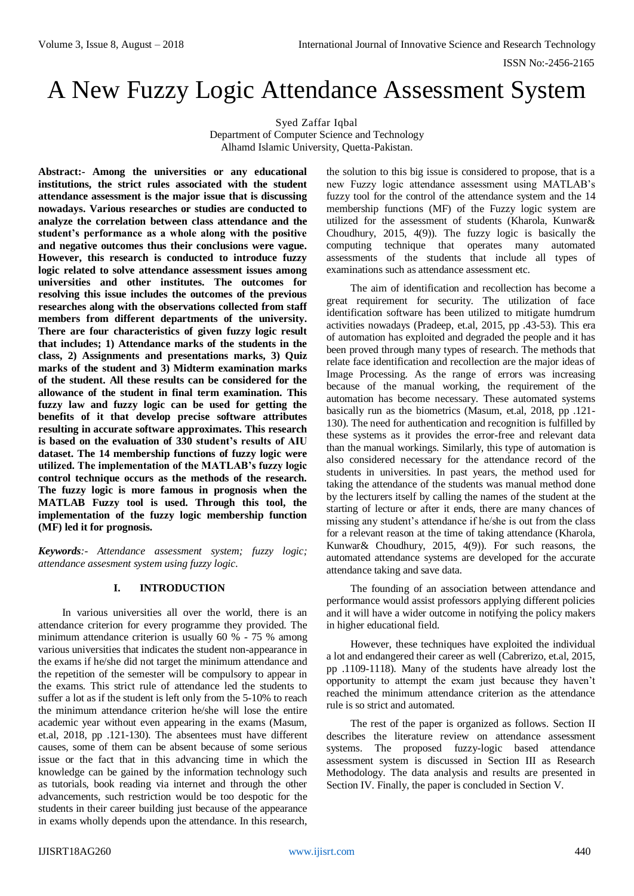# A New Fuzzy Logic Attendance Assessment System

Syed Zaffar Iqbal
Department of Computer Science and Technology
Alhamd Islamic University, Quetta-Pakistan.

**Abstract:- Among the universities or any educational institutions, the strict rules associated with the student attendance assessment is the major issue that is discussing nowadays. Various researches or studies are conducted to analyze the correlation between class attendance and the student's performance as a whole along with the positive and negative outcomes thus their conclusions were vague. However, this research is conducted to introduce fuzzy logic related to solve attendance assessment issues among universities and other institutes. The outcomes for resolving this issue includes the outcomes of the previous researches along with the observations collected from staff members from different departments of the university. There are four characteristics of given fuzzy logic result that includes; 1) Attendance marks of the students in the class, 2) Assignments and presentations marks, 3) Quiz marks of the student and 3) Midterm examination marks of the student. All these results can be considered for the allowance of the student in final term examination. This fuzzy law and fuzzy logic can be used for getting the benefits of it that develop precise software attributes resulting in accurate software approximates. This research is based on the evaluation of 330 student's results of AIU dataset. The 14 membership functions of fuzzy logic were utilized. The implementation of the MATLAB's fuzzy logic control technique occurs as the methods of the research. The fuzzy logic is more famous in prognosis when the MATLAB Fuzzy tool is used. Through this tool, the implementation of the fuzzy logic membership function (MF) led it for prognosis.**

***Keywords****:- Attendance assessment system; fuzzy logic; attendance assesment system using fuzzy logic.*

## I. INTRODUCTION

In various universities all over the world, there is an attendance criterion for every programme they provided. The minimum attendance criterion is usually 60 % - 75 % among various universities that indicates the student non-appearance in the exams if he/she did not target the minimum attendance and the repetition of the semester will be compulsory to appear in the exams. This strict rule of attendance led the students to suffer a lot as if the student is left only from the 5-10% to reach the minimum attendance criterion he/she will lose the entire academic year without even appearing in the exams (Masum, et.al, 2018, pp .121-130). The absentees must have different causes, some of them can be absent because of some serious issue or the fact that in this advancing time in which the knowledge can be gained by the information technology such as tutorials, book reading via internet and through the other advancements, such restriction would be too despotic for the students in their career building just because of the appearance in exams wholly depends upon the attendance. In this research, the solution to this big issue is considered to propose, that is a new Fuzzy logic attendance assessment using MATLAB's fuzzy tool for the control of the attendance system and the 14 membership functions (MF) of the Fuzzy logic system are utilized for the assessment of students (Kharola, Kunwar& Choudhury, 2015, 4(9)). The fuzzy logic is basically the computing technique that operates many automated assessments of the students that include all types of examinations such as attendance assessment etc.

The aim of identification and recollection has become a great requirement for security. The utilization of face identification software has been utilized to mitigate humdrum activities nowadays (Pradeep, et.al, 2015, pp .43-53). This era of automation has exploited and degraded the people and it has been proved through many types of research. The methods that relate face identification and recollection are the major ideas of Image Processing. As the range of errors was increasing because of the manual working, the requirement of the automation has become necessary. These automated systems basically run as the biometrics (Masum, et.al, 2018, pp .121-130). The need for authentication and recognition is fulfilled by these systems as it provides the error-free and relevant data than the manual workings. Similarly, this type of automation is also considered necessary for the attendance record of the students in universities. In past years, the method used for taking the attendance of the students was manual method done by the lecturers itself by calling the names of the student at the starting of lecture or after it ends, there are many chances of missing any student's attendance if he/she is out from the class for a relevant reason at the time of taking attendance (Kharola, Kunwar& Choudhury, 2015, 4(9)). For such reasons, the automated attendance systems are developed for the accurate attendance taking and save data.

The founding of an association between attendance and performance would assist professors applying different policies and it will have a wider outcome in notifying the policy makers in higher educational field.

However, these techniques have exploited the individual a lot and endangered their career as well (Cabrerizo, et.al, 2015, pp .1109-1118). Many of the students have already lost the opportunity to attempt the exam just because they haven't reached the minimum attendance criterion as the attendance rule is so strict and automated.

The rest of the paper is organized as follows. Section II describes the literature review on attendance assessment systems. The proposed fuzzy-logic based attendance assessment system is discussed in Section III as Research Methodology. The data analysis and results are presented in Section IV. Finally, the paper is concluded in Section V.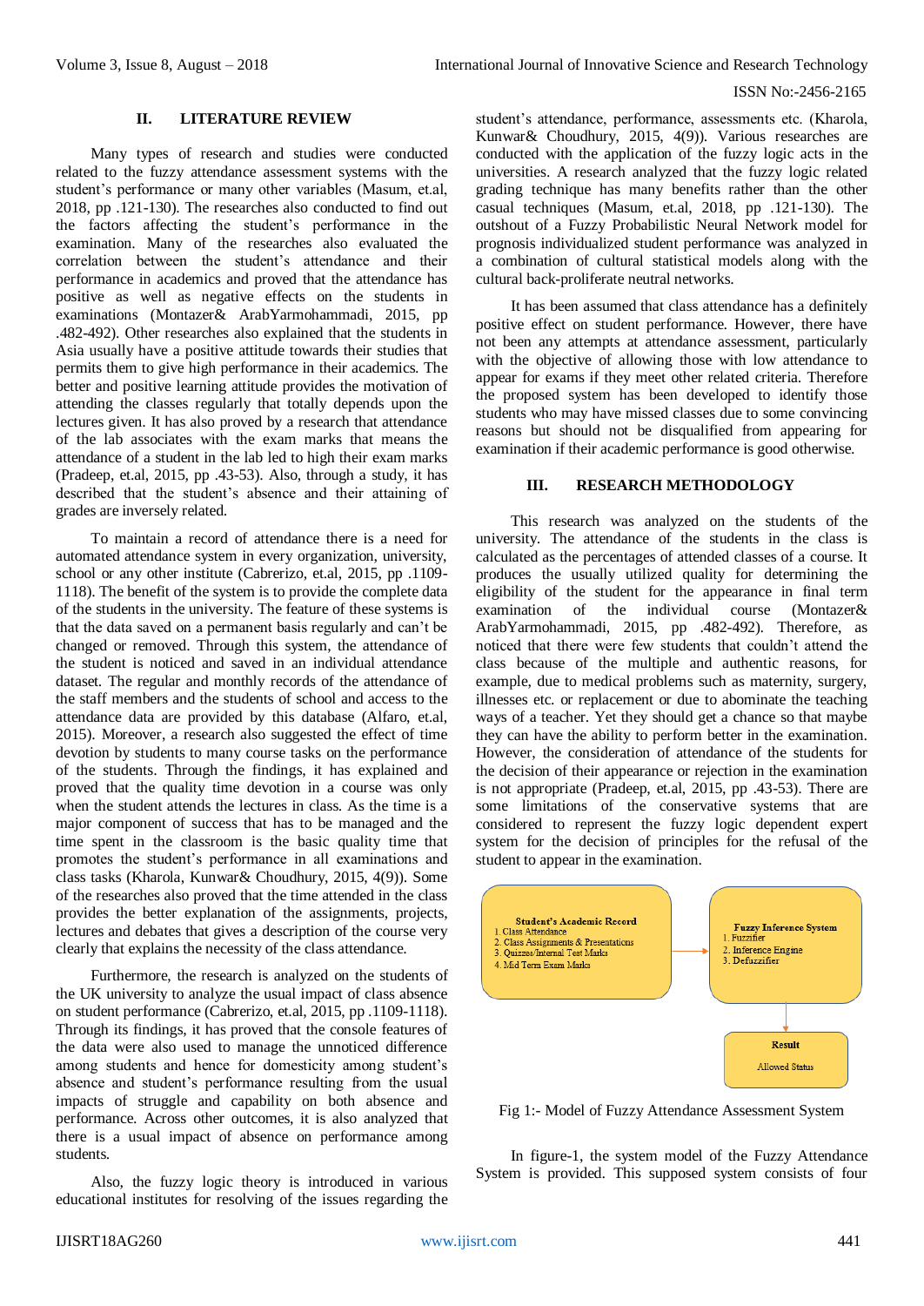## II. LITERATURE REVIEW

Many types of research and studies were conducted related to the fuzzy attendance assessment systems with the student's performance or many other variables (Masum, et.al, 2018, pp .121-130). The researches also conducted to find out the factors affecting the student's performance in the examination. Many of the researches also evaluated the correlation between the student's attendance and their performance in academics and proved that the attendance has positive as well as negative effects on the students in examinations (Montazer& ArabYarmohammadi, 2015, pp .482-492). Other researches also explained that the students in Asia usually have a positive attitude towards their studies that permits them to give high performance in their academics. The better and positive learning attitude provides the motivation of attending the classes regularly that totally depends upon the lectures given. It has also proved by a research that attendance of the lab associates with the exam marks that means the attendance of a student in the lab led to high their exam marks (Pradeep, et.al, 2015, pp .43-53). Also, through a study, it has described that the student's absence and their attaining of grades are inversely related.

To maintain a record of attendance there is a need for automated attendance system in every organization, university, school or any other institute (Cabrerizo, et.al, 2015, pp .1109-1118). The benefit of the system is to provide the complete data of the students in the university. The feature of these systems is that the data saved on a permanent basis regularly and can't be changed or removed. Through this system, the attendance of the student is noticed and saved in an individual attendance dataset. The regular and monthly records of the attendance of the staff members and the students of school and access to the attendance data are provided by this database (Alfaro, et.al, 2015). Moreover, a research also suggested the effect of time devotion by students to many course tasks on the performance of the students. Through the findings, it has explained and proved that the quality time devotion in a course was only when the student attends the lectures in class. As the time is a major component of success that has to be managed and the time spent in the classroom is the basic quality time that promotes the student's performance in all examinations and class tasks (Kharola, Kunwar& Choudhury, 2015, 4(9)). Some of the researches also proved that the time attended in the class provides the better explanation of the assignments, projects, lectures and debates that gives a description of the course very clearly that explains the necessity of the class attendance.

Furthermore, the research is analyzed on the students of the UK university to analyze the usual impact of class absence on student performance (Cabrerizo, et.al, 2015, pp .1109-1118). Through its findings, it has proved that the console features of the data were also used to manage the unnoticed difference among students and hence for domesticity among student's absence and student's performance resulting from the usual impacts of struggle and capability on both absence and performance. Across other outcomes, it is also analyzed that there is a usual impact of absence on performance among students.

Also, the fuzzy logic theory is introduced in various educational institutes for resolving of the issues regarding the student's attendance, performance, assessments etc. (Kharola, Kunwar& Choudhury, 2015, 4(9)). Various researches are conducted with the application of the fuzzy logic acts in the universities. A research analyzed that the fuzzy logic related grading technique has many benefits rather than the other casual techniques (Masum, et.al, 2018, pp .121-130). The outshout of a Fuzzy Probabilistic Neural Network model for prognosis individualized student performance was analyzed in a combination of cultural statistical models along with the cultural back-proliferate neutral networks.

It has been assumed that class attendance has a definitely positive effect on student performance. However, there have not been any attempts at attendance assessment, particularly with the objective of allowing those with low attendance to appear for exams if they meet other related criteria. Therefore the proposed system has been developed to identify those students who may have missed classes due to some convincing reasons but should not be disqualified from appearing for examination if their academic performance is good otherwise.

## III. RESEARCH METHODOLOGY

This research was analyzed on the students of the university. The attendance of the students in the class is calculated as the percentages of attended classes of a course. It produces the usually utilized quality for determining the eligibility of the student for the appearance in final term examination of the individual course (Montazer& ArabYarmohammadi, 2015, pp .482-492). Therefore, as noticed that there were few students that couldn't attend the class because of the multiple and authentic reasons, for example, due to medical problems such as maternity, surgery, illnesses etc. or replacement or due to abominate the teaching ways of a teacher. Yet they should get a chance so that maybe they can have the ability to perform better in the examination. However, the consideration of attendance of the students for the decision of their appearance or rejection in the examination is not appropriate (Pradeep, et.al, 2015, pp .43-53). There are some limitations of the conservative systems that are considered to represent the fuzzy logic dependent expert system for the decision of principles for the refusal of the student to appear in the examination.

**Student's Academic Record**
1. Class Attendance
2. Class Assignments & Presentations
3. Quizzes/Internal Test Marks
4. Mid Term Exam Marks

→ **Fuzzy Inference System**
1. Fuzzifier
2. Inference Engine
3. Defuzzifier

→ **Result**
Allowed Status

Fig 1:- Model of Fuzzy Attendance Assessment System

In figure-1, the system model of the Fuzzy Attendance System is provided. This supposed system consists of four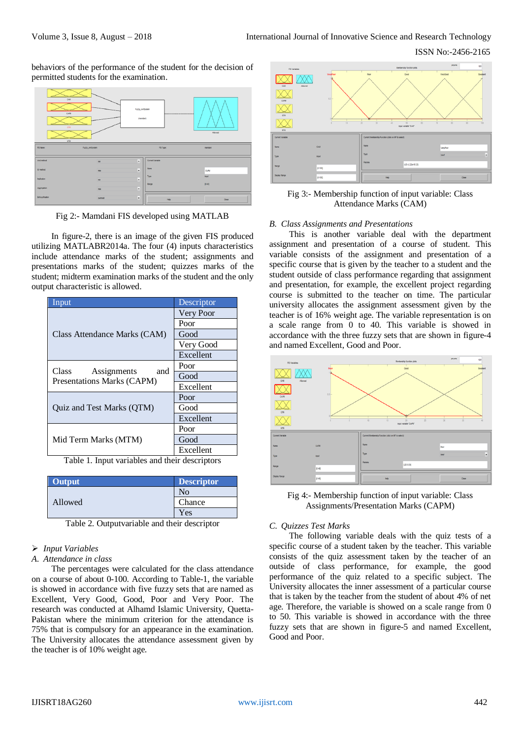behaviors of the performance of the student for the decision of permitted students for the examination.

Fig 2:- Mamdani FIS developed using MATLAB

In figure-2, there is an image of the given FIS produced utilizing MATLABR2014a. The four (4) inputs characteristics include attendance marks of the student; assignments and presentations marks of the student; quizzes marks of the student; midterm examination marks of the student and the only output characteristic is allowed.

| Input | Descriptor |
|---|---|
| Class Attendance Marks (CAM) | Very Poor |
| | Poor |
| | Good |
| | Very Good |
| | Excellent |
| Class Assignments and Presentations Marks (CAPM) | Poor |
| | Good |
| | Excellent |
| Quiz and Test Marks (QTM) | Poor |
| | Good |
| | Excellent |
| Mid Term Marks (MTM) | Poor |
| | Good |
| | Excellent |

Table 1. Input variables and their descriptors

| **Output** | **Descriptor** |
|---|---|
| Allowed | No |
| | Chance |
| | Yes |

Table 2. Outputvariable and their descriptor

➢ *Input Variables*

*A. Attendance in class*

The percentages were calculated for the class attendance on a course of about 0-100. According to Table-1, the variable is showed in accordance with five fuzzy sets that are named as Excellent, Very Good, Good, Poor and Very Poor. The research was conducted at Alhamd Islamic University, Quetta-Pakistan where the minimum criterion for the attendance is 75% that is compulsory for an appearance in the examination. The University allocates the attendance assessment given by the teacher is of 10% weight age.

Fig 3:- Membership function of input variable: Class Attendance Marks (CAM)

*B. Class Assignments and Presentations*

This is another variable deal with the department assignment and presentation of a course of student. This variable consists of the assignment and presentation of a specific course that is given by the teacher to a student and the student outside of class performance regarding that assignment and presentation, for example, the excellent project regarding course is submitted to the teacher on time. The particular university allocates the inner assignment assessment given by the teacher is of 16% weight age. The variable representation is on a scale range from 0 to 40. This variable is showed in accordance with the three fuzzy sets that are shown in figure-4 and named Excellent, Good and Poor.

Fig 4:- Membership function of input variable: Class Assignments/Presentation Marks (CAPM)

*C. Quizzes Test Marks*

The following variable deals with the quiz tests of a specific course of a student taken by the teacher. This variable consists of the quiz assessment taken by the teacher of an outside of class performance, for example, the good performance of the quiz related to a specific subject. The University allocates the inner assessment of a particular course that is taken by the teacher from the student of about 4% of net age. Therefore, the variable is showed on a scale range from 0 to 50. This variable is showed in accordance with the three fuzzy sets that are shown in figure-5 and named Excellent, Good and Poor.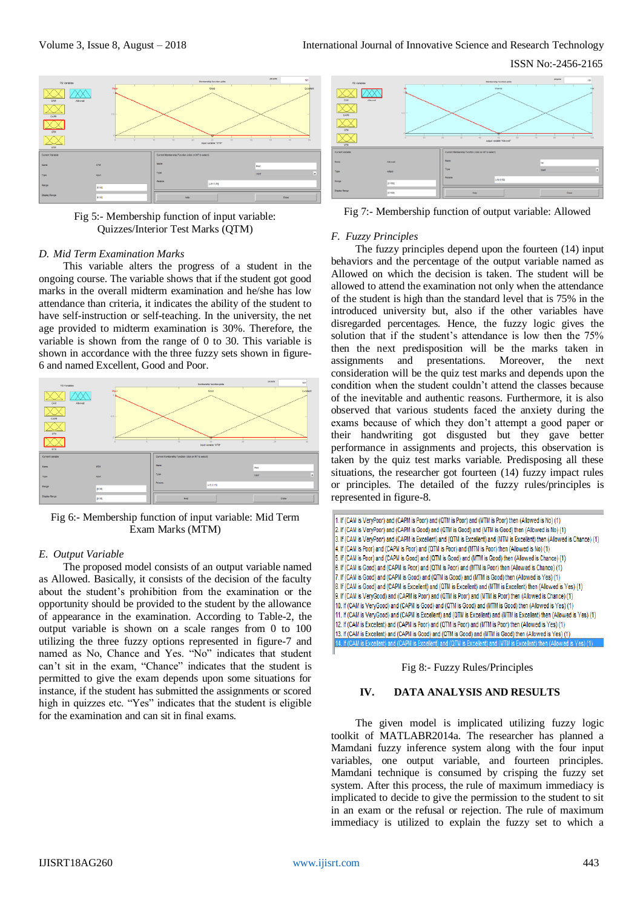Fig 5:- Membership function of input variable: Quizzes/Interior Test Marks (QTM)

### D. Mid Term Examination Marks

This variable alters the progress of a student in the ongoing course. The variable shows that if the student got good marks in the overall midterm examination and he/she has low attendance than criteria, it indicates the ability of the student to have self-instruction or self-teaching. In the university, the net age provided to midterm examination is 30%. Therefore, the variable is shown from the range of 0 to 30. This variable is shown in accordance with the three fuzzy sets shown in figure-6 and named Excellent, Good and Poor.

Fig 6:- Membership function of input variable: Mid Term Exam Marks (MTM)

### E. Output Variable

The proposed model consists of an output variable named as Allowed. Basically, it consists of the decision of the faculty about the student's prohibition from the examination or the opportunity should be provided to the student by the allowance of appearance in the examination. According to Table-2, the output variable is shown on a scale ranges from 0 to 100 utilizing the three fuzzy options represented in figure-7 and named as No, Chance and Yes. "No" indicates that student can't sit in the exam, "Chance" indicates that the student is permitted to give the exam depends upon some situations for instance, if the student has submitted the assignments or scored high in quizzes etc. "Yes" indicates that the student is eligible for the examination and can sit in final exams.

Fig 7:- Membership function of output variable: Allowed

### F. Fuzzy Principles

The fuzzy principles depend upon the fourteen (14) input behaviors and the percentage of the output variable named as Allowed on which the decision is taken. The student will be allowed to attend the examination not only when the attendance of the student is high than the standard level that is 75% in the introduced university but, also if the other variables have disregarded percentages. Hence, the fuzzy logic gives the solution that if the student's attendance is low then the 75% then the next predisposition will be the marks taken in assignments and presentations. Moreover, the next consideration will be the quiz test marks and depends upon the condition when the student couldn't attend the classes because of the inevitable and authentic reasons. Furthermore, it is also observed that various students faced the anxiety during the exams because of which they don't attempt a good paper or their handwriting got disgusted but they gave better performance in assignments and projects, this observation is taken by the quiz test marks variable. Predisposing all these situations, the researcher got fourteen (14) fuzzy impact rules or principles. The detailed of the fuzzy rules/principles is represented in figure-8.

1. If (CAM is VeryPoor) and (CAPM is Poor) and (QTM is Poor) and (MTM is Poor) then (Allowed is No) (1)
2. If (CAM is VeryPoor) and (CAPM is Good) and (QTM is Good) and (MTM is Good) then (Allowed is No) (1)
3. If (CAM is VeryPoor) and (CAPM is Excellent) and (QTM is Excellent) and (MTM is Excellent) then (Allowed is Chance) (1)
4. If (CAM is Poor) and (CAPM is Poor) and (QTM is Poor) and (MTM is Poor) then (Allowed is No) (1)
5. If (CAM is Poor) and (CAPM is Good) and (QTM is Good) and (MTM is Good) then (Allowed is Chance) (1)
6. If (CAM is Good) and (CAPM is Poor) and (QTM is Poor) and (MTM is Poor) then (Allowed is Chance) (1)
7. If (CAM is Good) and (CAPM is Good) and (QTM is Good) and (MTM is Good) then (Allowed is Yes) (1)
8. If (CAM is Good) and (CAPM is Excellent) and (QTM is Excellent) and (MTM is Excellent) then (Allowed is Yes) (1)
9. If (CAM is VeryGood) and (CAPM is Poor) and (QTM is Poor) and (MTM is Poor) then (Allowed is Chance) (1)
10. If (CAM is VeryGood) and (CAPM is Good) and (QTM is Good) and (MTM is Good) then (Allowed is Yes) (1)
11. If (CAM is VeryGood) and (CAPM is Excellent) and (QTM is Excellent) and (MTM is Excellent) then (Allowed is Yes) (1)
12. If (CAM is Excellent) and (CAPM is Poor) and (QTM is Poor) and (MTM is Poor) then (Allowed is Yes) (1)
13. If (CAM is Excellent) and (CAPM is Good) and (QTM is Good) and (MTM is Good) then (Allowed is Yes) (1)
14. If (CAM is Excellent) and (CAPM is Excellent) and (QTM is Excellent) and (MTM is Excellent) then (Allowed is Yes) (1)

Fig 8:- Fuzzy Rules/Principles

## IV. DATA ANALYSIS AND RESULTS

The given model is implicated utilizing fuzzy logic toolkit of MATLABR2014a. The researcher has planned a Mamdani fuzzy inference system along with the four input variables, one output variable, and fourteen principles. Mamdani technique is consumed by crisping the fuzzy set system. After this process, the rule of maximum immediacy is implicated to decide to give the permission to the student to sit in an exam or the refusal or rejection. The rule of maximum immediacy is utilized to explain the fuzzy set to which a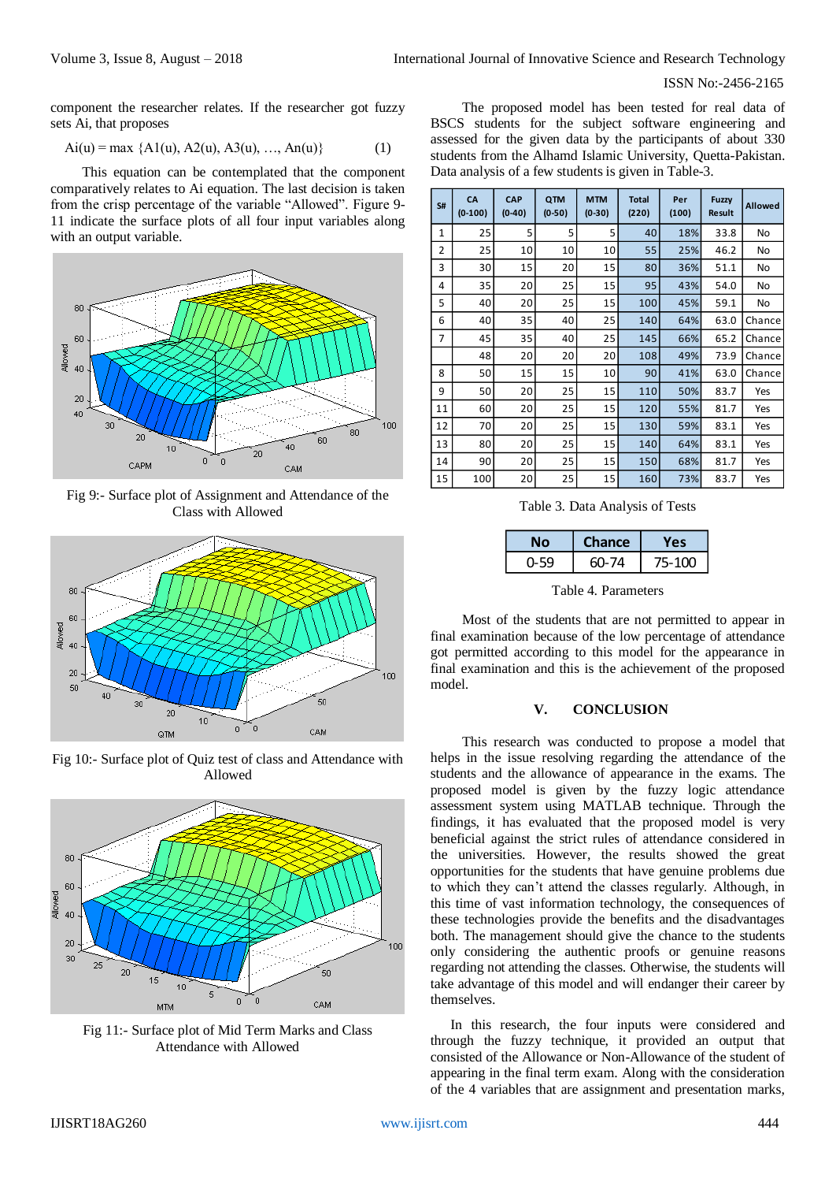component the researcher relates. If the researcher got fuzzy sets Ai, that proposes

$$Ai(u) = \max \{A1(u), A2(u), A3(u), \ldots, An(u)\} \quad (1)$$

This equation can be contemplated that the component comparatively relates to Ai equation. The last decision is taken from the crisp percentage of the variable "Allowed". Figure 9-11 indicate the surface plots of all four input variables along with an output variable.

Fig 9:- Surface plot of Assignment and Attendance of the Class with Allowed

Fig 10:- Surface plot of Quiz test of class and Attendance with Allowed

Fig 11:- Surface plot of Mid Term Marks and Class Attendance with Allowed

The proposed model has been tested for real data of BSCS students for the subject software engineering and assessed for the given data by the participants of about 330 students from the Alhamd Islamic University, Quetta-Pakistan. Data analysis of a few students is given in Table-3.

| S# | CA (0-100) | CAP (0-40) | QTM (0-50) | MTM (0-30) | Total (220) | Per (100) | Fuzzy Result | Allowed |
|---|---|---|---|---|---|---|---|---|
| 1 | 25 | 5 | 5 | 5 | 40 | 18% | 33.8 | No |
| 2 | 25 | 10 | 10 | 10 | 55 | 25% | 46.2 | No |
| 3 | 30 | 15 | 20 | 15 | 80 | 36% | 51.1 | No |
| 4 | 35 | 20 | 25 | 15 | 95 | 43% | 54.0 | No |
| 5 | 40 | 20 | 25 | 15 | 100 | 45% | 59.1 | No |
| 6 | 40 | 35 | 40 | 25 | 140 | 64% | 63.0 | Chance |
| 7 | 45 | 35 | 40 | 25 | 145 | 66% | 65.2 | Chance |
| | 48 | 20 | 20 | 20 | 108 | 49% | 73.9 | Chance |
| 8 | 50 | 15 | 15 | 10 | 90 | 41% | 63.0 | Chance |
| 9 | 50 | 20 | 25 | 15 | 110 | 50% | 83.7 | Yes |
| 11 | 60 | 20 | 25 | 15 | 120 | 55% | 81.7 | Yes |
| 12 | 70 | 20 | 25 | 15 | 130 | 59% | 83.1 | Yes |
| 13 | 80 | 20 | 25 | 15 | 140 | 64% | 83.1 | Yes |
| 14 | 90 | 20 | 25 | 15 | 150 | 68% | 81.7 | Yes |
| 15 | 100 | 20 | 25 | 15 | 160 | 73% | 83.7 | Yes |

Table 3. Data Analysis of Tests

| No | Chance | Yes |
|---|---|---|
| 0-59 | 60-74 | 75-100 |

Table 4. Parameters

Most of the students that are not permitted to appear in final examination because of the low percentage of attendance got permitted according to this model for the appearance in final examination and this is the achievement of the proposed model.

## V. CONCLUSION

This research was conducted to propose a model that helps in the issue resolving regarding the attendance of the students and the allowance of appearance in the exams. The proposed model is given by the fuzzy logic attendance assessment system using MATLAB technique. Through the findings, it has evaluated that the proposed model is very beneficial against the strict rules of attendance considered in the universities. However, the results showed the great opportunities for the students that have genuine problems due to which they can't attend the classes regularly. Although, in this time of vast information technology, the consequences of these technologies provide the benefits and the disadvantages both. The management should give the chance to the students only considering the authentic proofs or genuine reasons regarding not attending the classes. Otherwise, the students will take advantage of this model and will endanger their career by themselves.

In this research, the four inputs were considered and through the fuzzy technique, it provided an output that consisted of the Allowance or Non-Allowance of the student of appearing in the final term exam. Along with the consideration of the 4 variables that are assignment and presentation marks,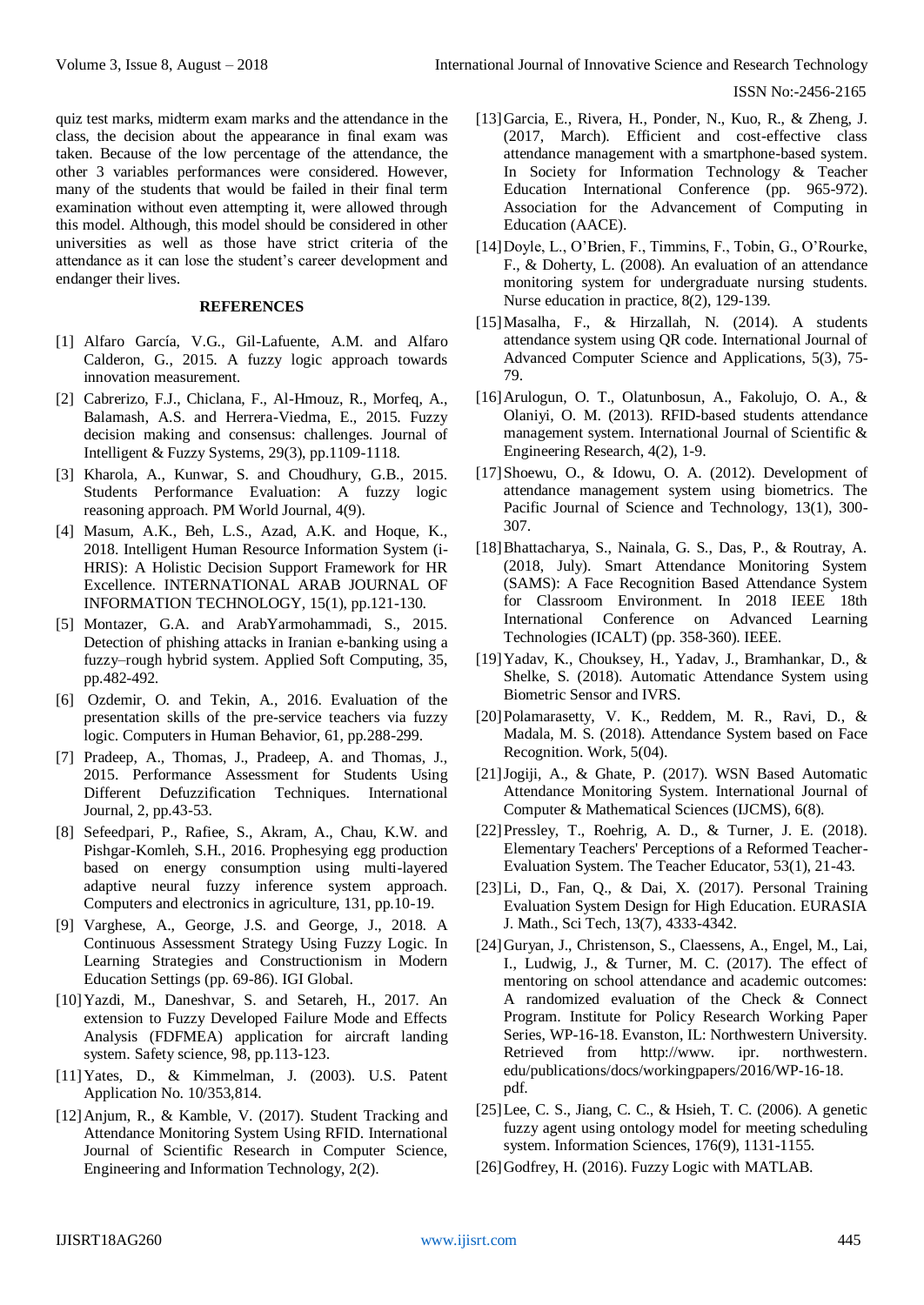quiz test marks, midterm exam marks and the attendance in the class, the decision about the appearance in final exam was taken. Because of the low percentage of the attendance, the other 3 variables performances were considered. However, many of the students that would be failed in their final term examination without even attempting it, were allowed through this model. Although, this model should be considered in other universities as well as those have strict criteria of the attendance as it can lose the student's career development and endanger their lives.

## REFERENCES

[1] Alfaro García, V.G., Gil-Lafuente, A.M. and Alfaro Calderon, G., 2015. A fuzzy logic approach towards innovation measurement.

[2] Cabrerizo, F.J., Chiclana, F., Al-Hmouz, R., Morfeq, A., Balamash, A.S. and Herrera-Viedma, E., 2015. Fuzzy decision making and consensus: challenges. Journal of Intelligent & Fuzzy Systems, 29(3), pp.1109-1118.

[3] Kharola, A., Kunwar, S. and Choudhury, G.B., 2015. Students Performance Evaluation: A fuzzy logic reasoning approach. PM World Journal, 4(9).

[4] Masum, A.K., Beh, L.S., Azad, A.K. and Hoque, K., 2018. Intelligent Human Resource Information System (i-HRIS): A Holistic Decision Support Framework for HR Excellence. INTERNATIONAL ARAB JOURNAL OF INFORMATION TECHNOLOGY, 15(1), pp.121-130.

[5] Montazer, G.A. and ArabYarmohammadi, S., 2015. Detection of phishing attacks in Iranian e-banking using a fuzzy–rough hybrid system. Applied Soft Computing, 35, pp.482-492.

[6] Ozdemir, O. and Tekin, A., 2016. Evaluation of the presentation skills of the pre-service teachers via fuzzy logic. Computers in Human Behavior, 61, pp.288-299.

[7] Pradeep, A., Thomas, J., Pradeep, A. and Thomas, J., 2015. Performance Assessment for Students Using Different Defuzzification Techniques. International Journal, 2, pp.43-53.

[8] Sefeedpari, P., Rafiee, S., Akram, A., Chau, K.W. and Pishgar-Komleh, S.H., 2016. Prophesying egg production based on energy consumption using multi-layered adaptive neural fuzzy inference system approach. Computers and electronics in agriculture, 131, pp.10-19.

[9] Varghese, A., George, J.S. and George, J., 2018. A Continuous Assessment Strategy Using Fuzzy Logic. In Learning Strategies and Constructionism in Modern Education Settings (pp. 69-86). IGI Global.

[10] Yazdi, M., Daneshvar, S. and Setareh, H., 2017. An extension to Fuzzy Developed Failure Mode and Effects Analysis (FDFMEA) application for aircraft landing system. Safety science, 98, pp.113-123.

[11] Yates, D., & Kimmelman, J. (2003). U.S. Patent Application No. 10/353,814.

[12] Anjum, R., & Kamble, V. (2017). Student Tracking and Attendance Monitoring System Using RFID. International Journal of Scientific Research in Computer Science, Engineering and Information Technology, 2(2).

[13] Garcia, E., Rivera, H., Ponder, N., Kuo, R., & Zheng, J. (2017, March). Efficient and cost-effective class attendance management with a smartphone-based system. In Society for Information Technology & Teacher Education International Conference (pp. 965-972). Association for the Advancement of Computing in Education (AACE).

[14] Doyle, L., O'Brien, F., Timmins, F., Tobin, G., O'Rourke, F., & Doherty, L. (2008). An evaluation of an attendance monitoring system for undergraduate nursing students. Nurse education in practice, 8(2), 129-139.

[15] Masalha, F., & Hirzallah, N. (2014). A students attendance system using QR code. International Journal of Advanced Computer Science and Applications, 5(3), 75-79.

[16] Arulogun, O. T., Olatunbosun, A., Fakolujo, O. A., & Olaniyi, O. M. (2013). RFID-based students attendance management system. International Journal of Scientific & Engineering Research, 4(2), 1-9.

[17] Shoewu, O., & Idowu, O. A. (2012). Development of attendance management system using biometrics. The Pacific Journal of Science and Technology, 13(1), 300-307.

[18] Bhattacharya, S., Nainala, G. S., Das, P., & Routray, A. (2018, July). Smart Attendance Monitoring System (SAMS): A Face Recognition Based Attendance System for Classroom Environment. In 2018 IEEE 18th International Conference on Advanced Learning Technologies (ICALT) (pp. 358-360). IEEE.

[19] Yadav, K., Chouksey, H., Yadav, J., Bramhankar, D., & Shelke, S. (2018). Automatic Attendance System using Biometric Sensor and IVRS.

[20] Polamarasetty, V. K., Reddem, M. R., Ravi, D., & Madala, M. S. (2018). Attendance System based on Face Recognition. Work, 5(04).

[21] Jogiji, A., & Ghate, P. (2017). WSN Based Automatic Attendance Monitoring System. International Journal of Computer & Mathematical Sciences (IJCMS), 6(8).

[22] Pressley, T., Roehrig, A. D., & Turner, J. E. (2018). Elementary Teachers' Perceptions of a Reformed Teacher-Evaluation System. The Teacher Educator, 53(1), 21-43.

[23] Li, D., Fan, Q., & Dai, X. (2017). Personal Training Evaluation System Design for High Education. EURASIA J. Math., Sci Tech, 13(7), 4333-4342.

[24] Guryan, J., Christenson, S., Claessens, A., Engel, M., Lai, I., Ludwig, J., & Turner, M. C. (2017). The effect of mentoring on school attendance and academic outcomes: A randomized evaluation of the Check & Connect Program. Institute for Policy Research Working Paper Series, WP-16-18. Evanston, IL: Northwestern University. Retrieved from http://www. ipr. northwestern. edu/publications/docs/workingpapers/2016/WP-16-18. pdf.

[25] Lee, C. S., Jiang, C. C., & Hsieh, T. C. (2006). A genetic fuzzy agent using ontology model for meeting scheduling system. Information Sciences, 176(9), 1131-1155.

[26] Godfrey, H. (2016). Fuzzy Logic with MATLAB.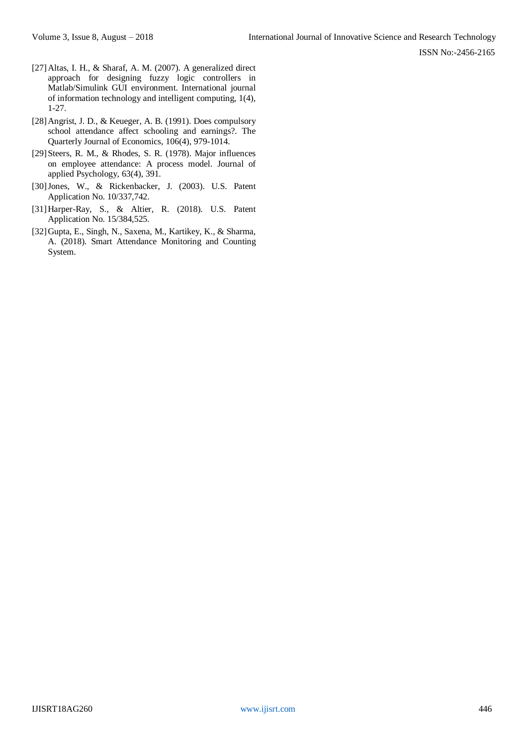[27] Altas, I. H., & Sharaf, A. M. (2007). A generalized direct approach for designing fuzzy logic controllers in Matlab/Simulink GUI environment. International journal of information technology and intelligent computing, 1(4), 1-27.

[28] Angrist, J. D., & Keueger, A. B. (1991). Does compulsory school attendance affect schooling and earnings?. The Quarterly Journal of Economics, 106(4), 979-1014.

[29] Steers, R. M., & Rhodes, S. R. (1978). Major influences on employee attendance: A process model. Journal of applied Psychology, 63(4), 391.

[30] Jones, W., & Rickenbacker, J. (2003). U.S. Patent Application No. 10/337,742.

[31] Harper-Ray, S., & Altier, R. (2018). U.S. Patent Application No. 15/384,525.

[32] Gupta, E., Singh, N., Saxena, M., Kartikey, K., & Sharma, A. (2018). Smart Attendance Monitoring and Counting System.